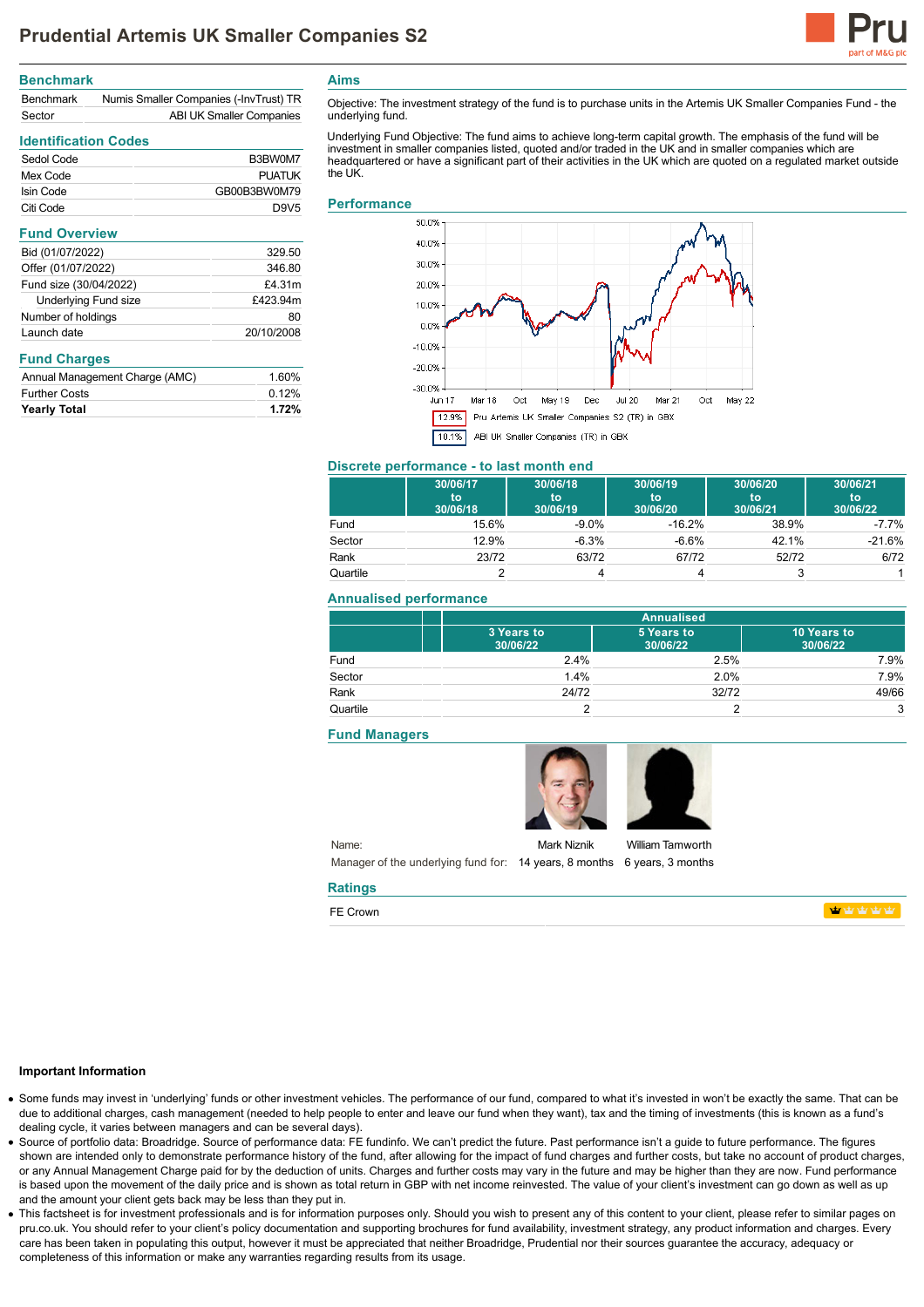# Prudential Artemis UK Smaller Companies S2

Pru
part of M&G plc

## Benchmark

| | |
|---|---|
| Benchmark | Numis Smaller Companies (-InvTrust) TR |
| Sector | ABI UK Smaller Companies |

## Identification Codes

| | |
|---|---|
| Sedol Code | B3BW0M7 |
| Mex Code | PUATUK |
| Isin Code | GB00B3BW0M79 |
| Citi Code | D9V5 |

## Fund Overview

| | |
|---|---|
| Bid (01/07/2022) | 329.50 |
| Offer (01/07/2022) | 346.80 |
| Fund size (30/04/2022) | £4.31m |
| Underlying Fund size | £423.94m |
| Number of holdings | 80 |
| Launch date | 20/10/2008 |

## Fund Charges

| | |
|---|---|
| Annual Management Charge (AMC) | 1.60% |
| Further Costs | 0.12% |
| **Yearly Total** | **1.72%** |

## Aims

Objective: The investment strategy of the fund is to purchase units in the Artemis UK Smaller Companies Fund - the underlying fund.

Underlying Fund Objective: The fund aims to achieve long-term capital growth. The emphasis of the fund will be investment in smaller companies listed, quoted and/or traded in the UK and in smaller companies which are headquartered or have a significant part of their activities in the UK which are quoted on a regulated market outside the UK.

## Performance

50.0%
40.0%
30.0%
20.0%
10.0%
0.0%
-10.0%
-20.0%
-30.0%

Jun 17 Mar 18 Oct May 19 Dec Jul 20 Mar 21 Oct May 22

12.9% Pru Artemis UK Smaller Companies S2 (TR) in GBX

10.1% ABI UK Smaller Companies (TR) in GBX

## Discrete performance - to last month end

| | 30/06/17 to 30/06/18 | 30/06/18 to 30/06/19 | 30/06/19 to 30/06/20 | 30/06/20 to 30/06/21 | 30/06/21 to 30/06/22 |
|---|---|---|---|---|---|
| Fund | 15.6% | -9.0% | -16.2% | 38.9% | -7.7% |
| Sector | 12.9% | -6.3% | -6.6% | 42.1% | -21.6% |
| Rank | 23/72 | 63/72 | 67/72 | 52/72 | 6/72 |
| Quartile | 2 | 4 | 4 | 3 | 1 |

## Annualised performance

| | Annualised | | |
|---|---|---|---|
| | 3 Years to 30/06/22 | 5 Years to 30/06/22 | 10 Years to 30/06/22 |
| Fund | 2.4% | 2.5% | 7.9% |
| Sector | 1.4% | 2.0% | 7.9% |
| Rank | 24/72 | 32/72 | 49/66 |
| Quartile | 2 | 2 | 3 |

## Fund Managers

| | | |
|---|---|---|
| Name: | Mark Niznik | William Tamworth |
| Manager of the underlying fund for: | 14 years, 8 months | 6 years, 3 months |

## Ratings

FE Crown

### Important Information

- Some funds may invest in 'underlying' funds or other investment vehicles. The performance of our fund, compared to what it's invested in won't be exactly the same. That can be due to additional charges, cash management (needed to help people to enter and leave our fund when they want), tax and the timing of investments (this is known as a fund's dealing cycle, it varies between managers and can be several days).
- Source of portfolio data: Broadridge. Source of performance data: FE fundinfo. We can't predict the future. Past performance isn't a guide to future performance. The figures shown are intended only to demonstrate performance history of the fund, after allowing for the impact of fund charges and further costs, but take no account of product charges, or any Annual Management Charge paid for by the deduction of units. Charges and further costs may vary in the future and may be higher than they are now. Fund performance is based upon the movement of the daily price and is shown as total return in GBP with net income reinvested. The value of your client's investment can go down as well as up and the amount your client gets back may be less than they put in.
- This factsheet is for investment professionals and is for information purposes only. Should you wish to present any of this content to your client, please refer to similar pages on pru.co.uk. You should refer to your client's policy documentation and supporting brochures for fund availability, investment strategy, any product information and charges. Every care has been taken in populating this output, however it must be appreciated that neither Broadridge, Prudential nor their sources guarantee the accuracy, adequacy or completeness of this information or make any warranties regarding results from its usage.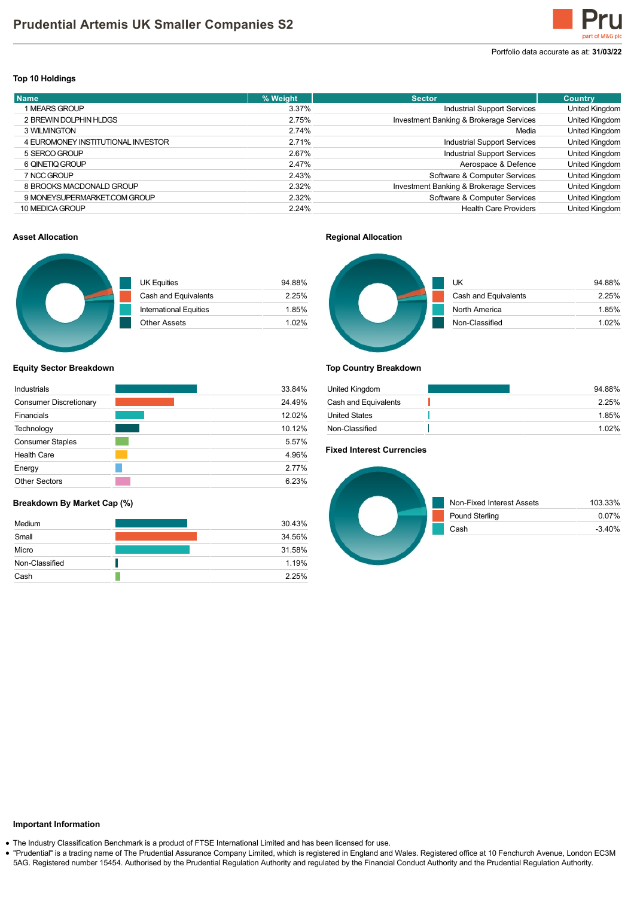# Prudential Artemis UK Smaller Companies S2

Portfolio data accurate as at: **31/03/22**

### Top 10 Holdings

| Name | % Weight | Sector | Country |
|---|---|---|---|
| 1 MEARS GROUP | 3.37% | Industrial Support Services | United Kingdom |
| 2 BREWIN DOLPHIN HLDGS | 2.75% | Investment Banking & Brokerage Services | United Kingdom |
| 3 WILMINGTON | 2.74% | Media | United Kingdom |
| 4 EUROMONEY INSTITUTIONAL INVESTOR | 2.71% | Industrial Support Services | United Kingdom |
| 5 SERCO GROUP | 2.67% | Industrial Support Services | United Kingdom |
| 6 QINETIQ GROUP | 2.47% | Aerospace & Defence | United Kingdom |
| 7 NCC GROUP | 2.43% | Software & Computer Services | United Kingdom |
| 8 BROOKS MACDONALD GROUP | 2.32% | Investment Banking & Brokerage Services | United Kingdom |
| 9 MONEYSUPERMARKET.COM GROUP | 2.32% | Software & Computer Services | United Kingdom |
| 10 MEDICA GROUP | 2.24% | Health Care Providers | United Kingdom |

### Asset Allocation

UK Equities 94.88%
Cash and Equivalents 2.25%
International Equities 1.85%
Other Assets 1.02%

### Regional Allocation

UK 94.88%
Cash and Equivalents 2.25%
North America 1.85%
Non-Classified 1.02%

### Equity Sector Breakdown

Industrials 33.84%
Consumer Discretionary 24.49%
Financials 12.02%
Technology 10.12%
Consumer Staples 5.57%
Health Care 4.96%
Energy 2.77%
Other Sectors 6.23%

### Top Country Breakdown

United Kingdom 94.88%
Cash and Equivalents 2.25%
United States 1.85%
Non-Classified 1.02%

### Fixed Interest Currencies

Non-Fixed Interest Assets 103.33%
Pound Sterling 0.07%
Cash -3.40%

### Breakdown By Market Cap (%)

Medium 30.43%
Small 34.56%
Micro 31.58%
Non-Classified 1.19%
Cash 2.25%

### Important Information

- The Industry Classification Benchmark is a product of FTSE International Limited and has been licensed for use.
- "Prudential" is a trading name of The Prudential Assurance Company Limited, which is registered in England and Wales. Registered office at 10 Fenchurch Avenue, London EC3M 5AG. Registered number 15454. Authorised by the Prudential Regulation Authority and regulated by the Financial Conduct Authority and the Prudential Regulation Authority.